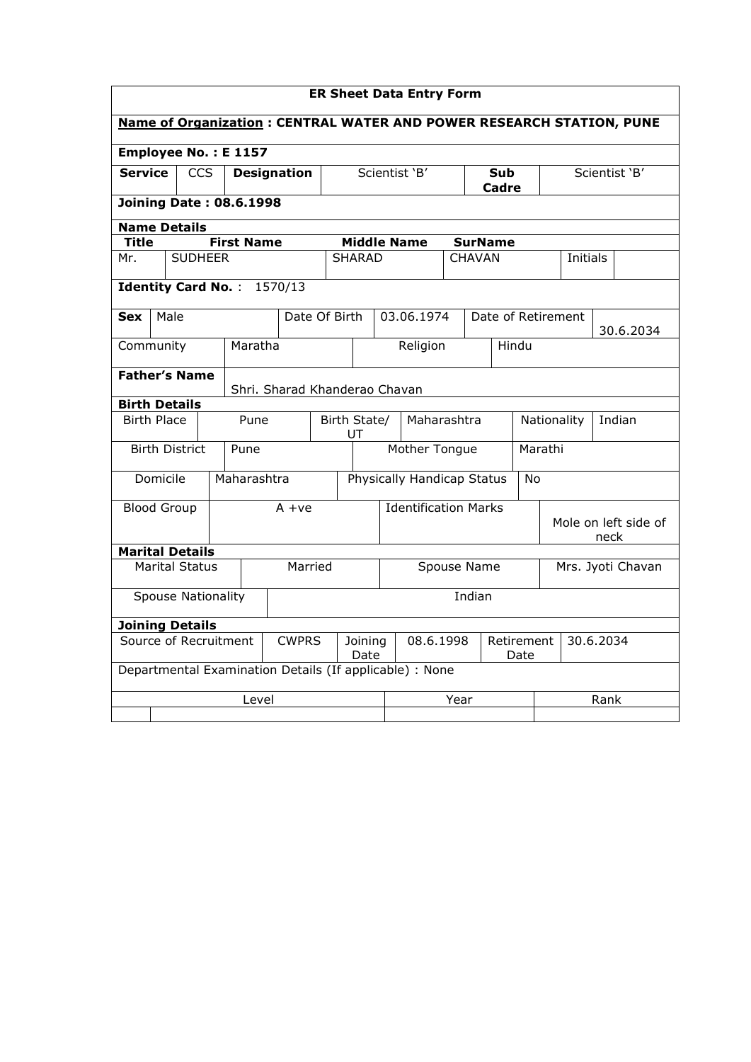# ER Sheet Data Entry Form

**Name of Organization : CENTRAL WATER AND POWER RESEARCH STATION, PUNE**

**Employee No. : E 1157**

| **Service** | CCS | **Designation** | Scientist 'B' | **Sub Cadre** | Scientist 'B' |
|---|---|---|---|---|---|

**Joining Date : 08.6.1998**

**Name Details**

| **Title** | **First Name** | **Middle Name** | **SurName** | | |
|---|---|---|---|---|---|
| Mr. | SUDHEER | SHARAD | CHAVAN | Initials | |

**Identity Card No.** : 1570/13

| **Sex** | Male | Date Of Birth | 03.06.1974 | Date of Retirement | 30.6.2034 |
|---|---|---|---|---|---|
| Community | Maratha | Religion | Hindu | | |

| **Father's Name** | Shri. Sharad Khanderao Chavan |
|---|---|

**Birth Details**

| Birth Place | Pune | Birth State/ UT | Maharashtra | Nationality | Indian |
|---|---|---|---|---|---|
| Birth District | Pune | Mother Tongue | Marathi | | |
| Domicile | Maharashtra | Physically Handicap Status | No | | |
| Blood Group | A +ve | Identification Marks | Mole on left side of neck | | |

**Marital Details**

| Marital Status | Married | Spouse Name | Mrs. Jyoti Chavan |
|---|---|---|---|
| Spouse Nationality | Indian | | |

**Joining Details**

| Source of Recruitment | CWPRS | Joining Date | 08.6.1998 | Retirement Date | 30.6.2034 |
|---|---|---|---|---|---|

Departmental Examination Details (If applicable) : None

| | Level | Year | Rank |
|---|---|---|---|
| | | | |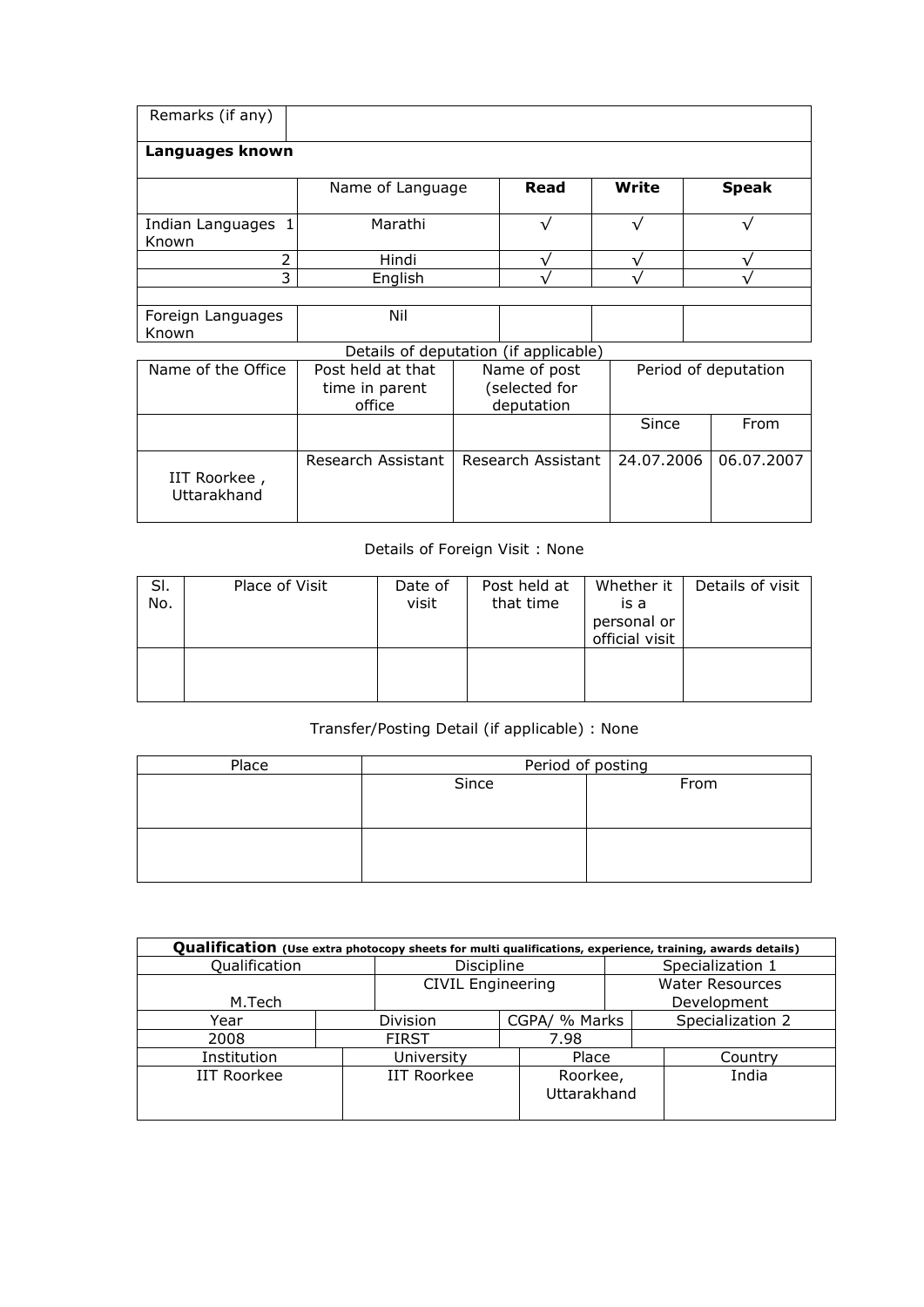| Remarks (if any) | | | | |
|---|---|---|---|---|
| **Languages known** | | | | |
| | Name of Language | **Read** | **Write** | **Speak** |
| Indian Languages Known 1 | Marathi | √ | √ | √ |
| 2 | Hindi | √ | √ | √ |
| 3 | English | √ | √ | √ |
| | | | | |
| Foreign Languages Known | Nil | | | |

Details of deputation (if applicable)

| Name of the Office | Post held at that time in parent office | Name of post (selected for deputation | Period of deputation | |
|---|---|---|---|---|
| | | | Since | From |
| IIT Roorkee , Uttarakhand | Research Assistant | Research Assistant | 24.07.2006 | 06.07.2007 |

Details of Foreign Visit : None

| Sl. No. | Place of Visit | Date of visit | Post held at that time | Whether it is a personal or official visit | Details of visit |
|---|---|---|---|---|---|
| | | | | | |

Transfer/Posting Detail (if applicable) : None

| Place | Period of posting | |
|---|---|---|
| | Since | From |
| | | |

| **Qualification** (Use extra photocopy sheets for multi qualifications, experience, training, awards details) | | |
|---|---|---|
| Qualification | Discipline | Specialization 1 |
| M.Tech | CIVIL Engineering | Water Resources Development |

| Year | Division | CGPA/ % Marks | Specialization 2 |
|---|---|---|---|
| 2008 | FIRST | 7.98 | |

| Institution | University | Place | Country |
|---|---|---|---|
| IIT Roorkee | IIT Roorkee | Roorkee, Uttarakhand | India |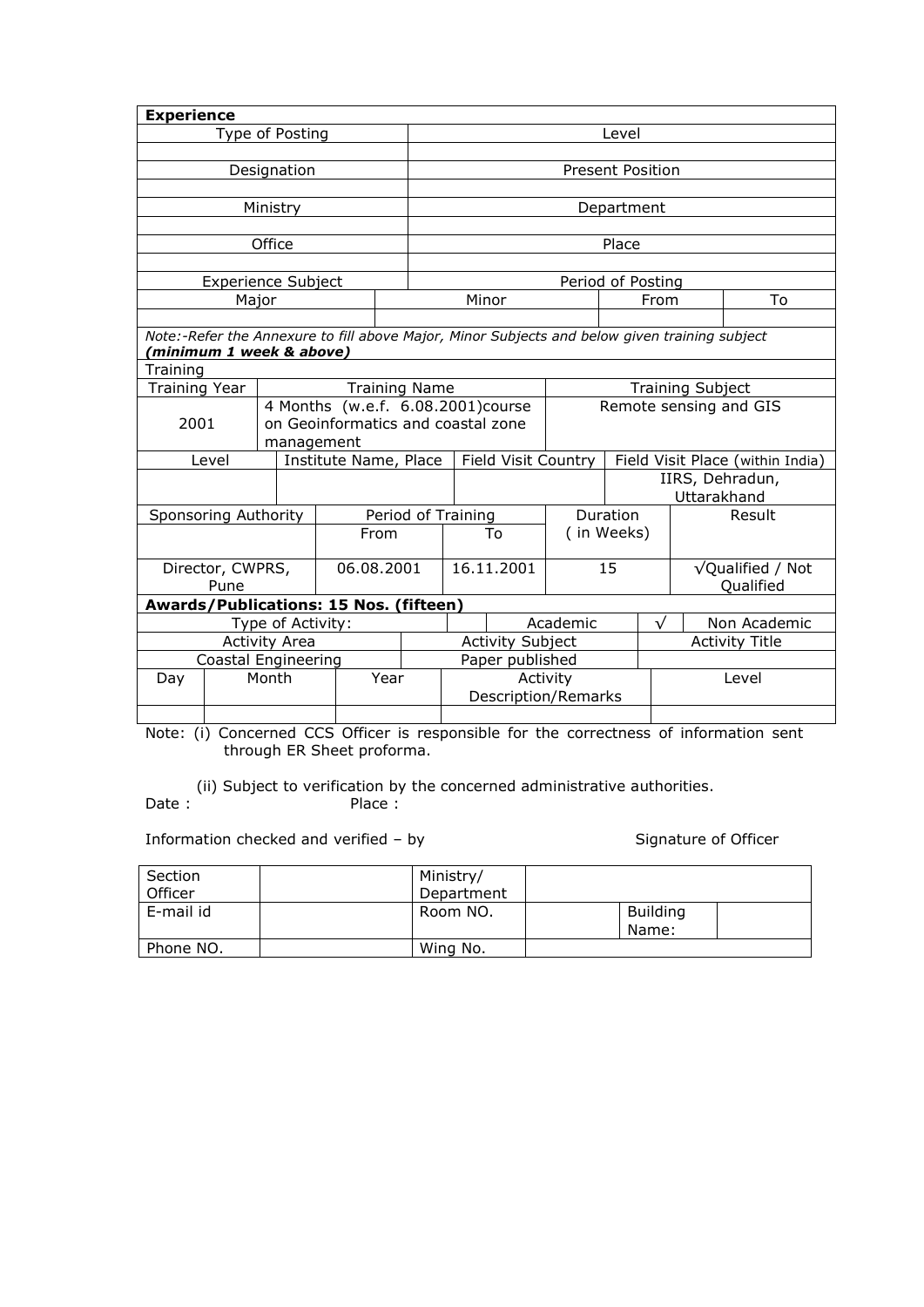| **Experience** | | | |
|---|---|---|---|
| Type of Posting | | Level | |
| | | | |
| Designation | | Present Position | |
| | | | |
| Ministry | | Department | |
| | | | |
| Office | | Place | |
| | | | |
| Experience Subject | | Period of Posting | |
| Major | Minor | From | To |
| | | | |

*Note:-Refer the Annexure to fill above Major, Minor Subjects and below given training subject* ***(minimum 1 week & above)***

| Training | | | | |
|---|---|---|---|---|
| Training Year | Training Name | | Training Subject | |
| 2001 | 4 Months (w.e.f. 6.08.2001)course on Geoinformatics and coastal zone management | | Remote sensing and GIS | |
| Level | Institute Name, Place | Field Visit Country | Field Visit Place (within India) | |
| | | | IIRS, Dehradun, Uttarakhand | |
| Sponsoring Authority | Period of Training | | Duration ( in Weeks) | Result |
| | From | To | | |
| Director, CWPRS, Pune | 06.08.2001 | 16.11.2001 | 15 | √Qualified / Not Qualified |

| **Awards/Publications: 15 Nos. (fifteen)** | | | | | |
|---|---|---|---|---|---|
| Type of Activity: | | | Academic | √ | Non Academic |
| Activity Area | | | Activity Subject | | Activity Title |
| Coastal Engineering | | | Paper published | | |
| Day | Month | Year | Activity Description/Remarks | | Level |
| | | | | | |

Note: (i) Concerned CCS Officer is responsible for the correctness of information sent through ER Sheet proforma.

(ii) Subject to verification by the concerned administrative authorities.

Date : Place :

Information checked and verified – by Signature of Officer

| | | | | | |
|---|---|---|---|---|---|
| Section Officer | | Ministry/ Department | | | |
| E-mail id | | Room NO. | | Building Name: | |
| Phone NO. | | Wing No. | | | |